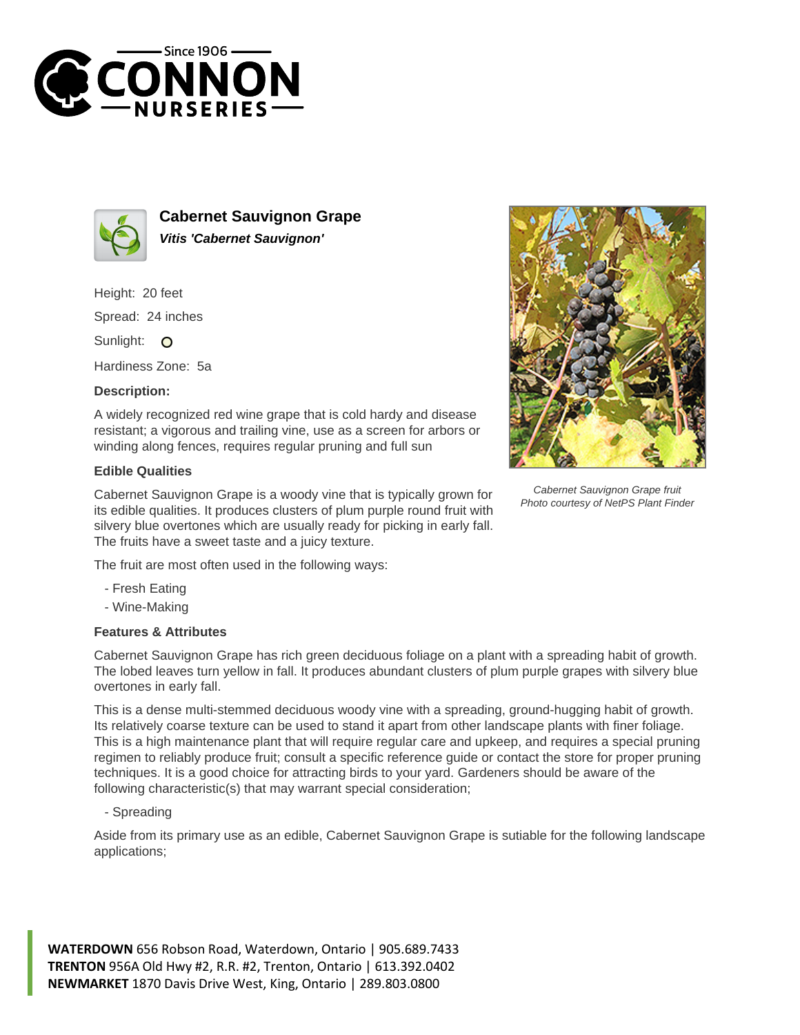# Cabernet Sauvignon Grape

***Vitis 'Cabernet Sauvignon'***

Height: 20 feet

Spread: 24 inches

Sunlight: O

Hardiness Zone: 5a

### Description:

A widely recognized red wine grape that is cold hardy and disease resistant; a vigorous and trailing vine, use as a screen for arbors or winding along fences, requires regular pruning and full sun

### Edible Qualities

Cabernet Sauvignon Grape is a woody vine that is typically grown for its edible qualities. It produces clusters of plum purple round fruit with silvery blue overtones which are usually ready for picking in early fall. The fruits have a sweet taste and a juicy texture.

The fruit are most often used in the following ways:

- Fresh Eating
- Wine-Making

*Cabernet Sauvignon Grape fruit*
*Photo courtesy of NetPS Plant Finder*

### Features & Attributes

Cabernet Sauvignon Grape has rich green deciduous foliage on a plant with a spreading habit of growth. The lobed leaves turn yellow in fall. It produces abundant clusters of plum purple grapes with silvery blue overtones in early fall.

This is a dense multi-stemmed deciduous woody vine with a spreading, ground-hugging habit of growth. Its relatively coarse texture can be used to stand it apart from other landscape plants with finer foliage. This is a high maintenance plant that will require regular care and upkeep, and requires a special pruning regimen to reliably produce fruit; consult a specific reference guide or contact the store for proper pruning techniques. It is a good choice for attracting birds to your yard. Gardeners should be aware of the following characteristic(s) that may warrant special consideration;

- Spreading

Aside from its primary use as an edible, Cabernet Sauvignon Grape is sutiable for the following landscape applications;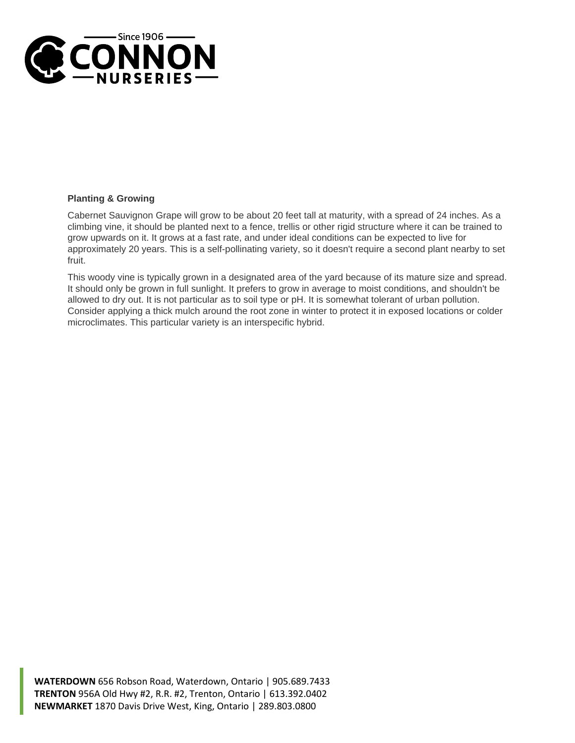### Planting & Growing

Cabernet Sauvignon Grape will grow to be about 20 feet tall at maturity, with a spread of 24 inches. As a climbing vine, it should be planted next to a fence, trellis or other rigid structure where it can be trained to grow upwards on it. It grows at a fast rate, and under ideal conditions can be expected to live for approximately 20 years. This is a self-pollinating variety, so it doesn't require a second plant nearby to set fruit.

This woody vine is typically grown in a designated area of the yard because of its mature size and spread. It should only be grown in full sunlight. It prefers to grow in average to moist conditions, and shouldn't be allowed to dry out. It is not particular as to soil type or pH. It is somewhat tolerant of urban pollution. Consider applying a thick mulch around the root zone in winter to protect it in exposed locations or colder microclimates. This particular variety is an interspecific hybrid.